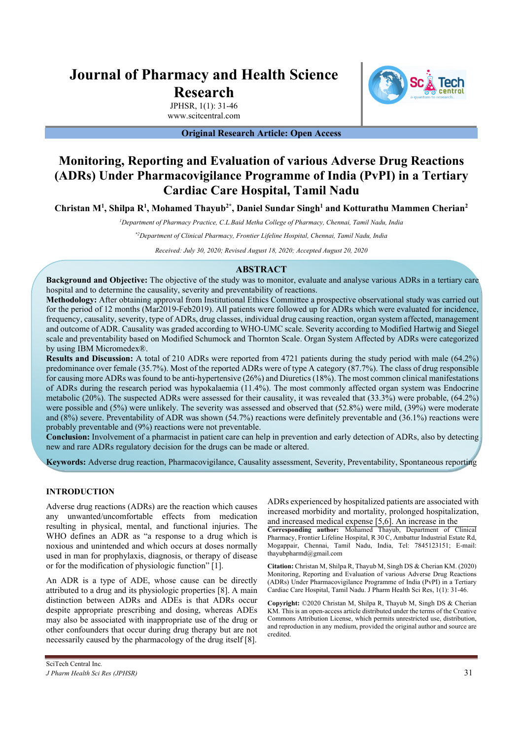# Journal of Pharmacy and Health Science Research

JPHSR, 1(1): 31-46
www.scitcentral.com

**Original Research Article: Open Access**

# Monitoring, Reporting and Evaluation of various Adverse Drug Reactions (ADRs) Under Pharmacovigilance Programme of India (PvPI) in a Tertiary Cardiac Care Hospital, Tamil Nadu

**Christan M[1], Shilpa R[1], Mohamed Thayub[2*], Daniel Sundar Singh[1] and Kotturathu Mammen Cherian[2]**

*[1]Department of Pharmacy Practice, C.L.Baid Metha College of Pharmacy, Chennai, Tamil Nadu, India*

*[*2]Department of Clinical Pharmacy, Frontier Lifeline Hospital, Chennai, Tamil Nadu, India*

*Received: July 30, 2020; Revised August 18, 2020; Accepted August 20, 2020*

## ABSTRACT

**Background and Objective:** The objective of the study was to monitor, evaluate and analyse various ADRs in a tertiary care hospital and to determine the causality, severity and preventability of reactions.

**Methodology:** After obtaining approval from Institutional Ethics Committee a prospective observational study was carried out for the period of 12 months (Mar2019-Feb2019). All patients were followed up for ADRs which were evaluated for incidence, frequency, causality, severity, type of ADRs, drug classes, individual drug causing reaction, organ system affected, management and outcome of ADR. Causality was graded according to WHO-UMC scale. Severity according to Modified Hartwig and Siegel scale and preventability based on Modified Schumock and Thornton Scale. Organ System Affected by ADRs were categorized by using IBM Micromedex®.

**Results and Discussion:** A total of 210 ADRs were reported from 4721 patients during the study period with male (64.2%) predominance over female (35.7%). Most of the reported ADRs were of type A category (87.7%). The class of drug responsible for causing more ADRs was found to be anti-hypertensive (26%) and Diuretics (18%). The most common clinical manifestations of ADRs during the research period was hypokalaemia (11.4%). The most commonly affected organ system was Endocrine metabolic (20%). The suspected ADRs were assessed for their causality, it was revealed that (33.3%) were probable, (64.2%) were possible and (5%) were unlikely. The severity was assessed and observed that (52.8%) were mild, (39%) were moderate and (8%) severe. Preventability of ADR was shown (54.7%) reactions were definitely preventable and (36.1%) reactions were probably preventable and (9%) reactions were not preventable.

**Conclusion:** Involvement of a pharmacist in patient care can help in prevention and early detection of ADRs, also by detecting new and rare ADRs regulatory decision for the drugs can be made or altered.

**Keywords:** Adverse drug reaction, Pharmacovigilance, Causality assessment, Severity, Preventability, Spontaneous reporting

## INTRODUCTION

Adverse drug reactions (ADRs) are the reaction which causes any unwanted/uncomfortable effects from medication resulting in physical, mental, and functional injuries. The WHO defines an ADR as "a response to a drug which is noxious and unintended and which occurs at doses normally used in man for prophylaxis, diagnosis, or therapy of disease or for the modification of physiologic function" [1].

An ADR is a type of ADE, whose cause can be directly attributed to a drug and its physiologic properties [8]. A main distinction between ADRs and ADEs is that ADRs occur despite appropriate prescribing and dosing, whereas ADEs may also be associated with inappropriate use of the drug or other confounders that occur during drug therapy but are not necessarily caused by the pharmacology of the drug itself [8].

ADRs experienced by hospitalized patients are associated with increased morbidity and mortality, prolonged hospitalization, and increased medical expense [5,6]. An increase in the

**Corresponding author:** Mohamed Thayub, Department of Clinical Pharmacy, Frontier Lifeline Hospital, R 30 C, Ambattur Industrial Estate Rd, Mogappair, Chennai, Tamil Nadu, India, Tel: 7845123151; E-mail: thayubpharmd@gmail.com

**Citation:** Christan M, Shilpa R, Thayub M, Singh DS & Cherian KM. (2020) Monitoring, Reporting and Evaluation of various Adverse Drug Reactions (ADRs) Under Pharmacovigilance Programme of India (PvPI) in a Tertiary Cardiac Care Hospital, Tamil Nadu. J Pharm Health Sci Res, 1(1): 31-46.

**Copyright:** ©2020 Christan M, Shilpa R, Thayub M, Singh DS & Cherian KM. This is an open-access article distributed under the terms of the Creative Commons Attribution License, which permits unrestricted use, distribution, and reproduction in any medium, provided the original author and source are credited.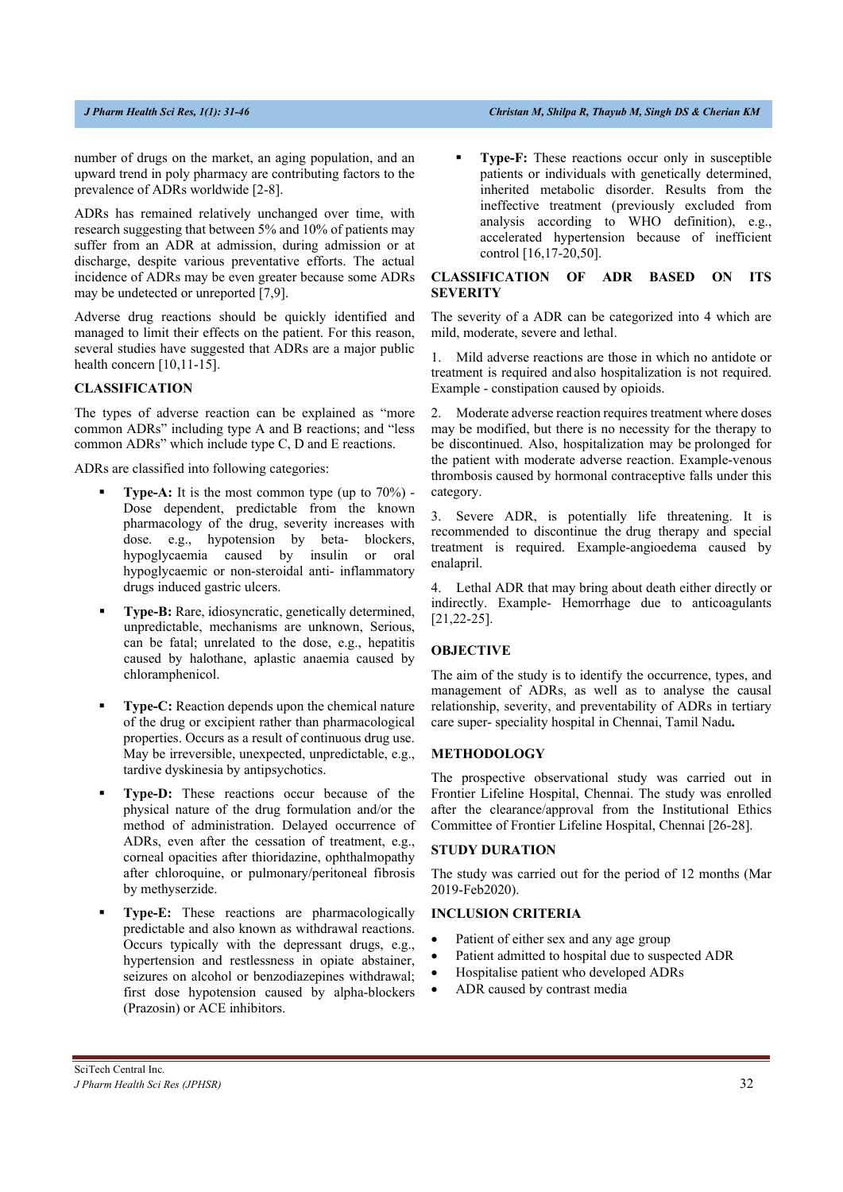number of drugs on the market, an aging population, and an upward trend in poly pharmacy are contributing factors to the prevalence of ADRs worldwide [2-8].

ADRs has remained relatively unchanged over time, with research suggesting that between 5% and 10% of patients may suffer from an ADR at admission, during admission or at discharge, despite various preventative efforts. The actual incidence of ADRs may be even greater because some ADRs may be undetected or unreported [7,9].

Adverse drug reactions should be quickly identified and managed to limit their effects on the patient. For this reason, several studies have suggested that ADRs are a major public health concern [10,11-15].

## CLASSIFICATION

The types of adverse reaction can be explained as "more common ADRs" including type A and B reactions; and "less common ADRs" which include type C, D and E reactions.

ADRs are classified into following categories:

- **Type-A:** It is the most common type (up to 70%) - Dose dependent, predictable from the known pharmacology of the drug, severity increases with dose. e.g., hypotension by beta- blockers, hypoglycaemia caused by insulin or oral hypoglycaemic or non-steroidal anti- inflammatory drugs induced gastric ulcers.
- **Type-B:** Rare, idiosyncratic, genetically determined, unpredictable, mechanisms are unknown, Serious, can be fatal; unrelated to the dose, e.g., hepatitis caused by halothane, aplastic anaemia caused by chloramphenicol.
- **Type-C:** Reaction depends upon the chemical nature of the drug or excipient rather than pharmacological properties. Occurs as a result of continuous drug use. May be irreversible, unexpected, unpredictable, e.g., tardive dyskinesia by antipsychotics.
- **Type-D:** These reactions occur because of the physical nature of the drug formulation and/or the method of administration. Delayed occurrence of ADRs, even after the cessation of treatment, e.g., corneal opacities after thioridazine, ophthalmopathy after chloroquine, or pulmonary/peritoneal fibrosis by methyserzide.
- **Type-E:** These reactions are pharmacologically predictable and also known as withdrawal reactions. Occurs typically with the depressant drugs, e.g., hypertension and restlessness in opiate abstainer, seizures on alcohol or benzodiazepines withdrawal; first dose hypotension caused by alpha-blockers (Prazosin) or ACE inhibitors.
- **Type-F:** These reactions occur only in susceptible patients or individuals with genetically determined, inherited metabolic disorder. Results from the ineffective treatment (previously excluded from analysis according to WHO definition), e.g., accelerated hypertension because of inefficient control [16,17-20,50].

## CLASSIFICATION OF ADR BASED ON ITS SEVERITY

The severity of a ADR can be categorized into 4 which are mild, moderate, severe and lethal.

1. Mild adverse reactions are those in which no antidote or treatment is required and also hospitalization is not required. Example - constipation caused by opioids.
2. Moderate adverse reaction requires treatment where doses may be modified, but there is no necessity for the therapy to be discontinued. Also, hospitalization may be prolonged for the patient with moderate adverse reaction. Example-venous thrombosis caused by hormonal contraceptive falls under this category.
3. Severe ADR, is potentially life threatening. It is recommended to discontinue the drug therapy and special treatment is required. Example-angioedema caused by enalapril.
4. Lethal ADR that may bring about death either directly or indirectly. Example- Hemorrhage due to anticoagulants [21,22-25].

## OBJECTIVE

The aim of the study is to identify the occurrence, types, and management of ADRs, as well as to analyse the causal relationship, severity, and preventability of ADRs in tertiary care super- speciality hospital in Chennai, Tamil Nadu**.**

## METHODOLOGY

The prospective observational study was carried out in Frontier Lifeline Hospital, Chennai. The study was enrolled after the clearance/approval from the Institutional Ethics Committee of Frontier Lifeline Hospital, Chennai [26-28].

## STUDY DURATION

The study was carried out for the period of 12 months (Mar 2019-Feb2020).

## INCLUSION CRITERIA

- Patient of either sex and any age group
- Patient admitted to hospital due to suspected ADR
- Hospitalise patient who developed ADRs
- ADR caused by contrast media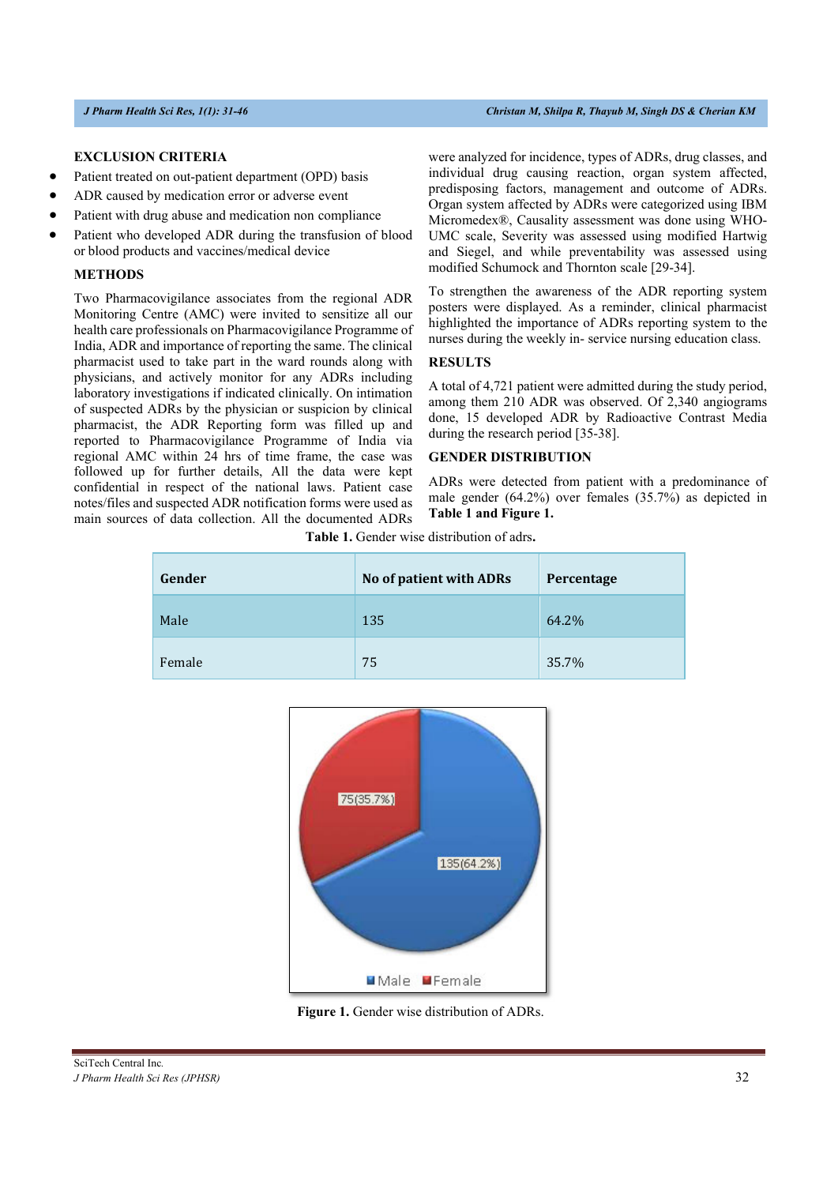## EXCLUSION CRITERIA

- Patient treated on out-patient department (OPD) basis
- ADR caused by medication error or adverse event
- Patient with drug abuse and medication non compliance
- Patient who developed ADR during the transfusion of blood or blood products and vaccines/medical device

## METHODS

Two Pharmacovigilance associates from the regional ADR Monitoring Centre (AMC) were invited to sensitize all our health care professionals on Pharmacovigilance Programme of India, ADR and importance of reporting the same. The clinical pharmacist used to take part in the ward rounds along with physicians, and actively monitor for any ADRs including laboratory investigations if indicated clinically. On intimation of suspected ADRs by the physician or suspicion by clinical pharmacist, the ADR Reporting form was filled up and reported to Pharmacovigilance Programme of India via regional AMC within 24 hrs of time frame, the case was followed up for further details, All the data were kept confidential in respect of the national laws. Patient case notes/files and suspected ADR notification forms were used as main sources of data collection. All the documented ADRs were analyzed for incidence, types of ADRs, drug classes, and individual drug causing reaction, organ system affected, predisposing factors, management and outcome of ADRs. Organ system affected by ADRs were categorized using IBM Micromedex®, Causality assessment was done using WHO-UMC scale, Severity was assessed using modified Hartwig and Siegel, and while preventability was assessed using modified Schumock and Thornton scale [29-34].

To strengthen the awareness of the ADR reporting system posters were displayed. As a reminder, clinical pharmacist highlighted the importance of ADRs reporting system to the nurses during the weekly in- service nursing education class.

## RESULTS

A total of 4,721 patient were admitted during the study period, among them 210 ADR was observed. Of 2,340 angiograms done, 15 developed ADR by Radioactive Contrast Media during the research period [35-38].

## GENDER DISTRIBUTION

ADRs were detected from patient with a predominance of male gender (64.2%) over females (35.7%) as depicted in **Table 1 and Figure 1.**

**Table 1.** Gender wise distribution of adrs**.**

| Gender | No of patient with ADRs | Percentage |
|---|---|---|
| Male | 135 | 64.2% |
| Female | 75 | 35.7% |

75(35.7%)

135(64.2%)

Male Female

**Figure 1.** Gender wise distribution of ADRs.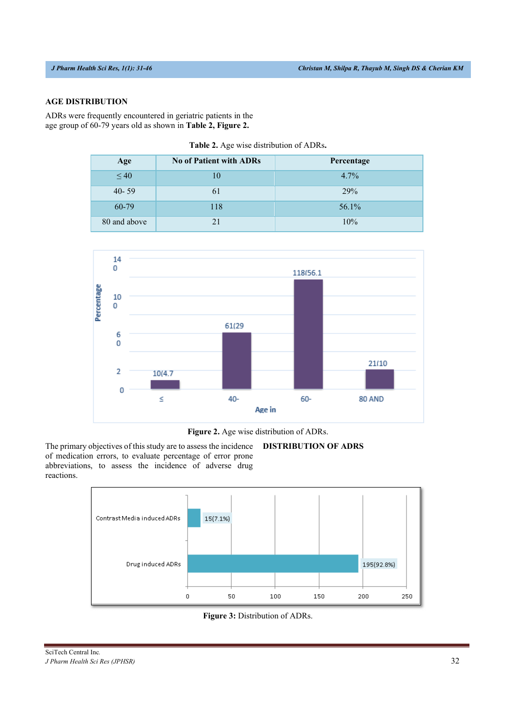### AGE DISTRIBUTION

ADRs were frequently encountered in geriatric patients in the age group of 60-79 years old as shown in **Table 2, Figure 2.**

**Table 2.** Age wise distribution of ADRs**.**

| Age | No of Patient with ADRs | Percentage |
|---|---|---|
| ≤ 40 | 10 | 4.7% |
| 40- 59 | 61 | 29% |
| 60-79 | 118 | 56.1% |
| 80 and above | 21 | 10% |

Percentage

14
0

10
0

6
0

2

0

10(4.7

61(29

118(56.1

21(10

≤

40-

60-

80 AND

Age in

**Figure 2.** Age wise distribution of ADRs.

The primary objectives of this study are to assess the incidence of medication errors, to evaluate percentage of error prone abbreviations, to assess the incidence of adverse drug reactions.

### DISTRIBUTION OF ADRS

Contrast Media induced ADRs

15(7.1%)

Drug induced ADRs

195(92.8%)

0 50 100 150 200 250

**Figure 3:** Distribution of ADRs.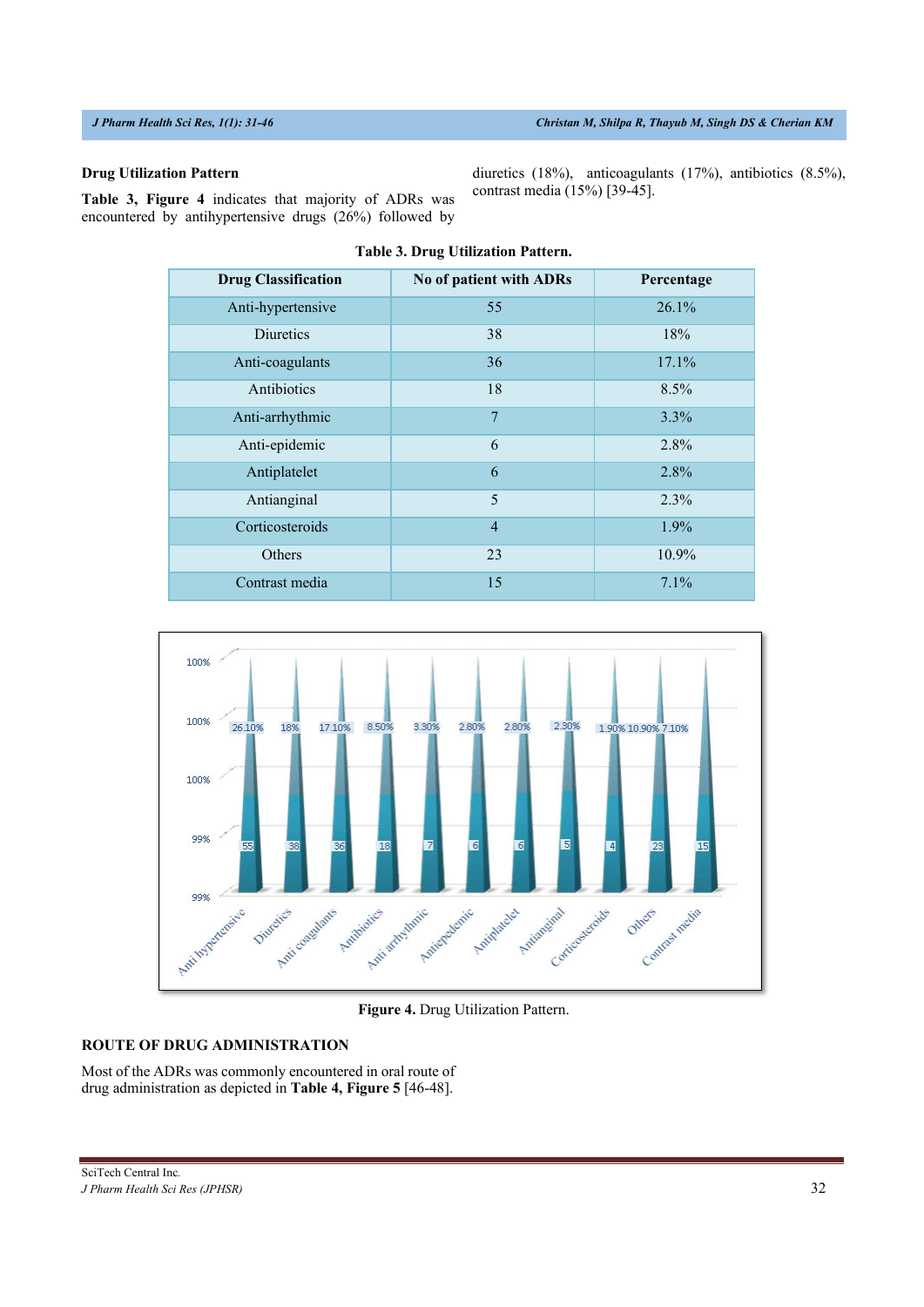### Drug Utilization Pattern

**Table 3, Figure 4** indicates that majority of ADRs was encountered by antihypertensive drugs (26%) followed by diuretics (18%), anticoagulants (17%), antibiotics (8.5%), contrast media (15%) [39-45].

**Table 3. Drug Utilization Pattern.**

| Drug Classification | No of patient with ADRs | Percentage |
|---|---|---|
| Anti-hypertensive | 55 | 26.1% |
| Diuretics | 38 | 18% |
| Anti-coagulants | 36 | 17.1% |
| Antibiotics | 18 | 8.5% |
| Anti-arrhythmic | 7 | 3.3% |
| Anti-epidemic | 6 | 2.8% |
| Antiplatelet | 6 | 2.8% |
| Antianginal | 5 | 2.3% |
| Corticosteroids | 4 | 1.9% |
| Others | 23 | 10.9% |
| Contrast media | 15 | 7.1% |

100%
100%
100%
99%
99%

26.10% 18% 17.10% 8.50% 3.30% 2.80% 2.80% 2.30% 1.90% 10.90% 7.10%

55 38 36 18 7 6 6 5 4 23 15

Anti hypertensive, Diuretics, Anti coagulants, Antibiotics, Anti arrhythmic, Antiepedemic, Antiplatelet, Antianginal, Corticosteroids, Others, Contrast media

**Figure 4.** Drug Utilization Pattern.

### ROUTE OF DRUG ADMINISTRATION

Most of the ADRs was commonly encountered in oral route of drug administration as depicted in **Table 4, Figure 5** [46-48].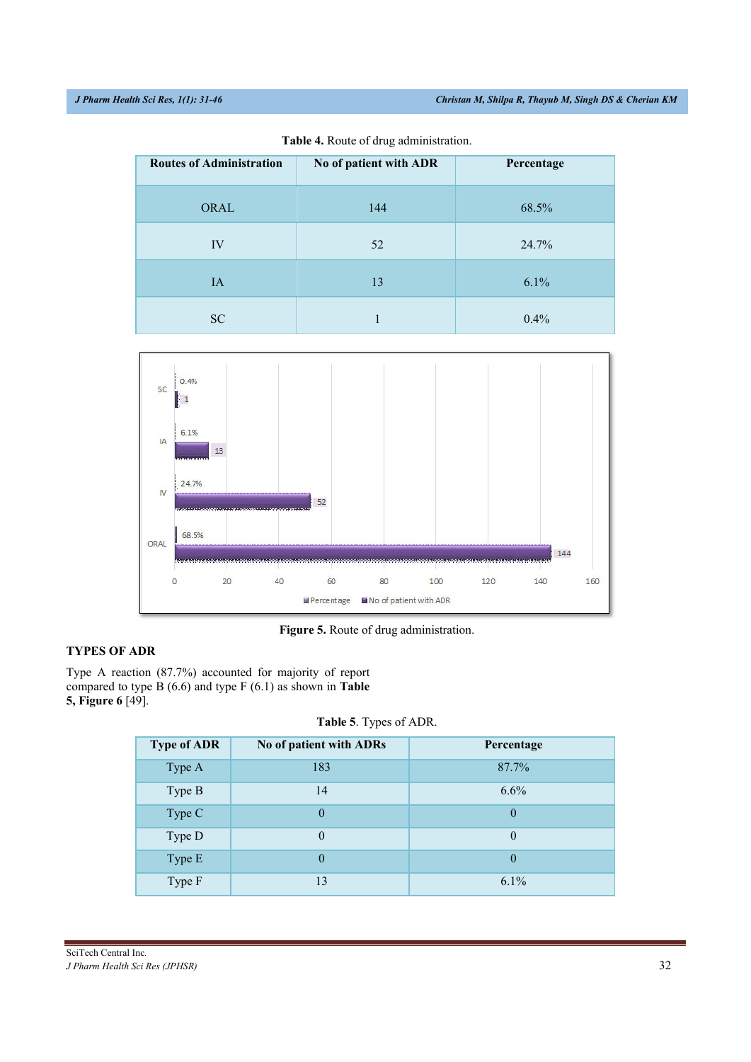**Table 4.** Route of drug administration.

| Routes of Administration | No of patient with ADR | Percentage |
|---|---|---|
| ORAL | 144 | 68.5% |
| IV | 52 | 24.7% |
| IA | 13 | 6.1% |
| SC | 1 | 0.4% |

SC
0.4%
1
IA
6.1%
13
IV
24.7%
52
ORAL
68.5%
144
0 20 40 60 80 100 120 140 160
Percentage No of patient with ADR

**Figure 5.** Route of drug administration.

## TYPES OF ADR

Type A reaction (87.7%) accounted for majority of report compared to type B (6.6) and type F (6.1) as shown in **Table 5, Figure 6** [49].

**Table 5**. Types of ADR.

| Type of ADR | No of patient with ADRs | Percentage |
|---|---|---|
| Type A | 183 | 87.7% |
| Type B | 14 | 6.6% |
| Type C | 0 | 0 |
| Type D | 0 | 0 |
| Type E | 0 | 0 |
| Type F | 13 | 6.1% |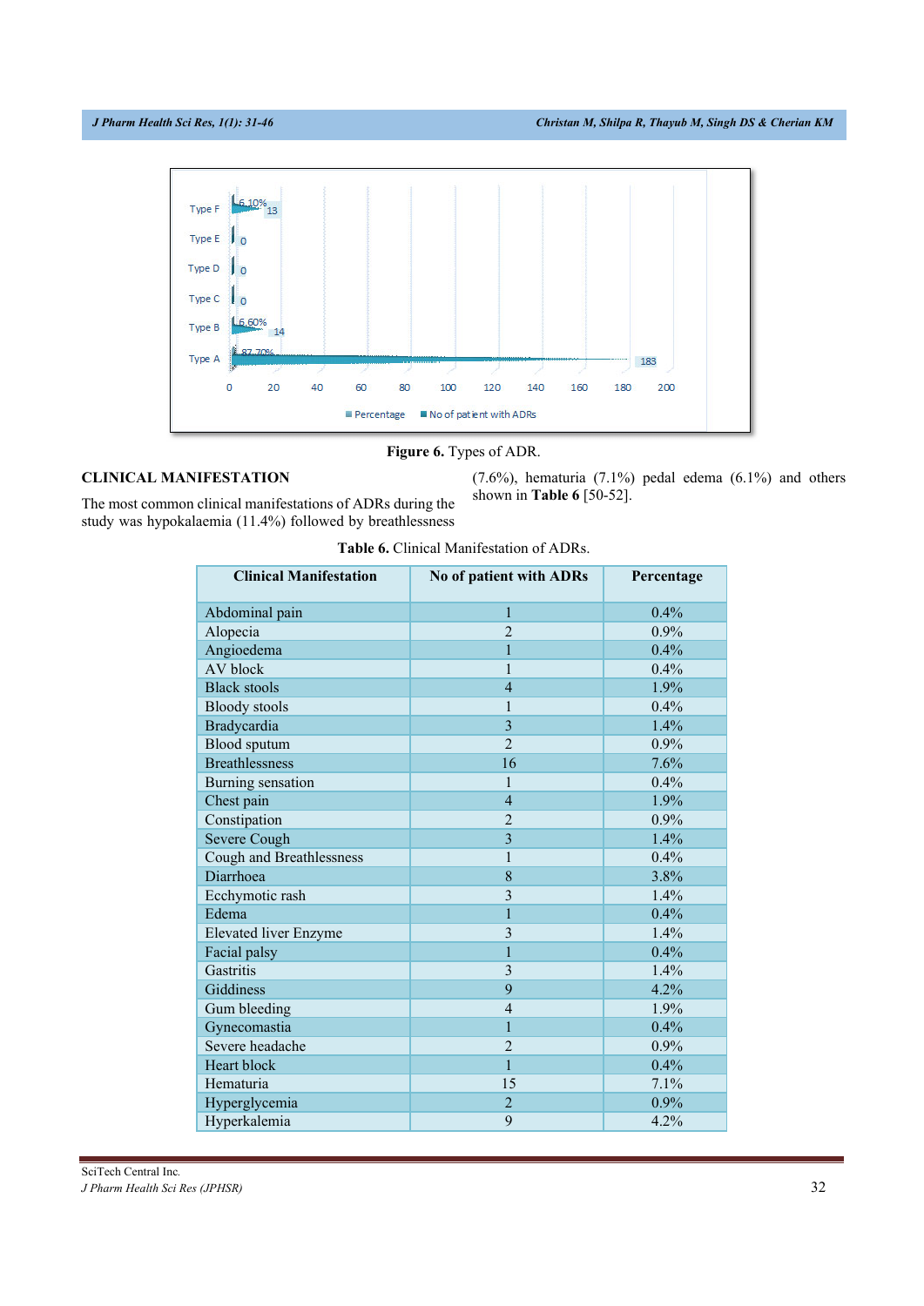Type F 6.10% 13
Type E 0
Type D 0
Type C 0
Type B 6.60% 14
Type A 87.70% 183
0 20 40 60 80 100 120 140 160 180 200
Percentage No of patient with ADRs

**Figure 6.** Types of ADR.

## CLINICAL MANIFESTATION

The most common clinical manifestations of ADRs during the study was hypokalaemia (11.4%) followed by breathlessness (7.6%), hematuria (7.1%) pedal edema (6.1%) and others shown in **Table 6** [50-52].

**Table 6.** Clinical Manifestation of ADRs.

| Clinical Manifestation | No of patient with ADRs | Percentage |
|---|---|---|
| Abdominal pain | 1 | 0.4% |
| Alopecia | 2 | 0.9% |
| Angioedema | 1 | 0.4% |
| AV block | 1 | 0.4% |
| Black stools | 4 | 1.9% |
| Bloody stools | 1 | 0.4% |
| Bradycardia | 3 | 1.4% |
| Blood sputum | 2 | 0.9% |
| Breathlessness | 16 | 7.6% |
| Burning sensation | 1 | 0.4% |
| Chest pain | 4 | 1.9% |
| Constipation | 2 | 0.9% |
| Severe Cough | 3 | 1.4% |
| Cough and Breathlessness | 1 | 0.4% |
| Diarrhoea | 8 | 3.8% |
| Ecchymotic rash | 3 | 1.4% |
| Edema | 1 | 0.4% |
| Elevated liver Enzyme | 3 | 1.4% |
| Facial palsy | 1 | 0.4% |
| Gastritis | 3 | 1.4% |
| Giddiness | 9 | 4.2% |
| Gum bleeding | 4 | 1.9% |
| Gynecomastia | 1 | 0.4% |
| Severe headache | 2 | 0.9% |
| Heart block | 1 | 0.4% |
| Hematuria | 15 | 7.1% |
| Hyperglycemia | 2 | 0.9% |
| Hyperkalemia | 9 | 4.2% |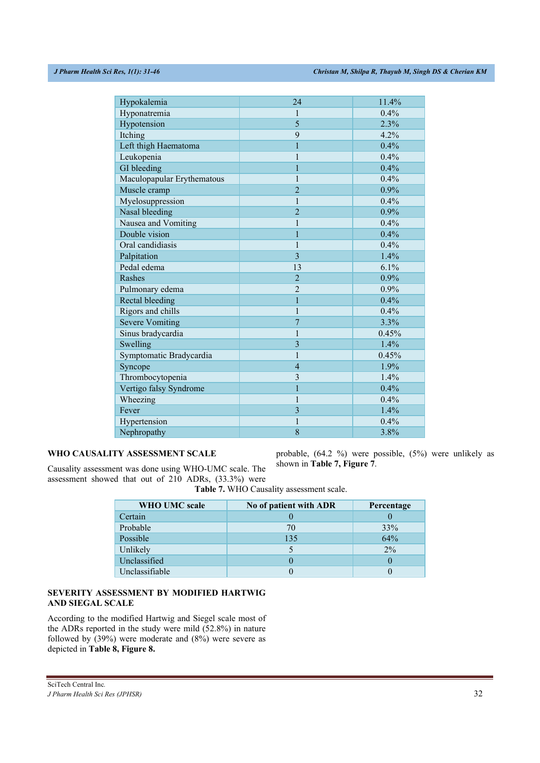| | | |
|---|---|---|
| Hypokalemia | 24 | 11.4% |
| Hyponatremia | 1 | 0.4% |
| Hypotension | 5 | 2.3% |
| Itching | 9 | 4.2% |
| Left thigh Haematoma | 1 | 0.4% |
| Leukopenia | 1 | 0.4% |
| GI bleeding | 1 | 0.4% |
| Maculopapular Erythematous | 1 | 0.4% |
| Muscle cramp | 2 | 0.9% |
| Myelosuppression | 1 | 0.4% |
| Nasal bleeding | 2 | 0.9% |
| Nausea and Vomiting | 1 | 0.4% |
| Double vision | 1 | 0.4% |
| Oral candidiasis | 1 | 0.4% |
| Palpitation | 3 | 1.4% |
| Pedal edema | 13 | 6.1% |
| Rashes | 2 | 0.9% |
| Pulmonary edema | 2 | 0.9% |
| Rectal bleeding | 1 | 0.4% |
| Rigors and chills | 1 | 0.4% |
| Severe Vomiting | 7 | 3.3% |
| Sinus bradycardia | 1 | 0.45% |
| Swelling | 3 | 1.4% |
| Symptomatic Bradycardia | 1 | 0.45% |
| Syncope | 4 | 1.9% |
| Thrombocytopenia | 3 | 1.4% |
| Vertigo falsy Syndrome | 1 | 0.4% |
| Wheezing | 1 | 0.4% |
| Fever | 3 | 1.4% |
| Hypertension | 1 | 0.4% |
| Nephropathy | 8 | 3.8% |

## WHO CAUSALITY ASSESSMENT SCALE

Causality assessment was done using WHO-UMC scale. The assessment showed that out of 210 ADRs, (33.3%) were probable, (64.2 %) were possible, (5%) were unlikely as shown in **Table 7, Figure 7**.

**Table 7.** WHO Causality assessment scale.

| WHO UMC scale | No of patient with ADR | Percentage |
|---|---|---|
| Certain | 0 | 0 |
| Probable | 70 | 33% |
| Possible | 135 | 64% |
| Unlikely | 5 | 2% |
| Unclassified | 0 | 0 |
| Unclassifiable | 0 | 0 |

## SEVERITY ASSESSMENT BY MODIFIED HARTWIG AND SIEGAL SCALE

According to the modified Hartwig and Siegel scale most of the ADRs reported in the study were mild (52.8%) in nature followed by (39%) were moderate and (8%) were severe as depicted in **Table 8, Figure 8.**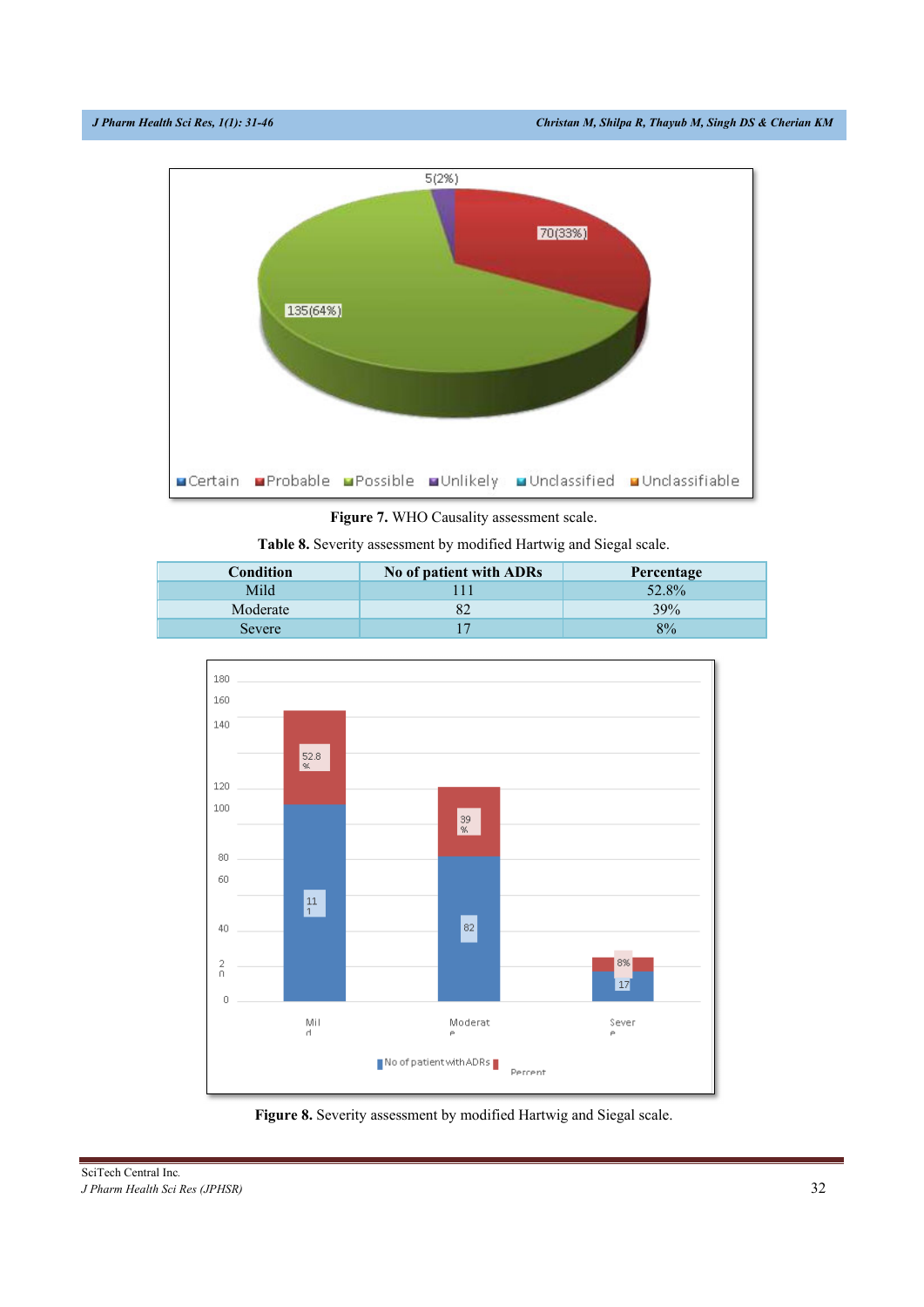5(2%)

70(33%)

135(64%)

Certain Probable Possible Unlikely Unclassified Unclassifiable

**Figure 7.** WHO Causality assessment scale.

**Table 8.** Severity assessment by modified Hartwig and Siegal scale.

| Condition | No of patient with ADRs | Percentage |
|---|---|---|
| Mild | 111 | 52.8% |
| Moderate | 82 | 39% |
| Severe | 17 | 8% |

180
160
140
120
100
80
60
40
2
n
0

52.8
%

11
1

39
%

82

8%

17

Mil
d

Moderat
e

Sever
e

No of patient with ADRs

Percent

**Figure 8.** Severity assessment by modified Hartwig and Siegal scale.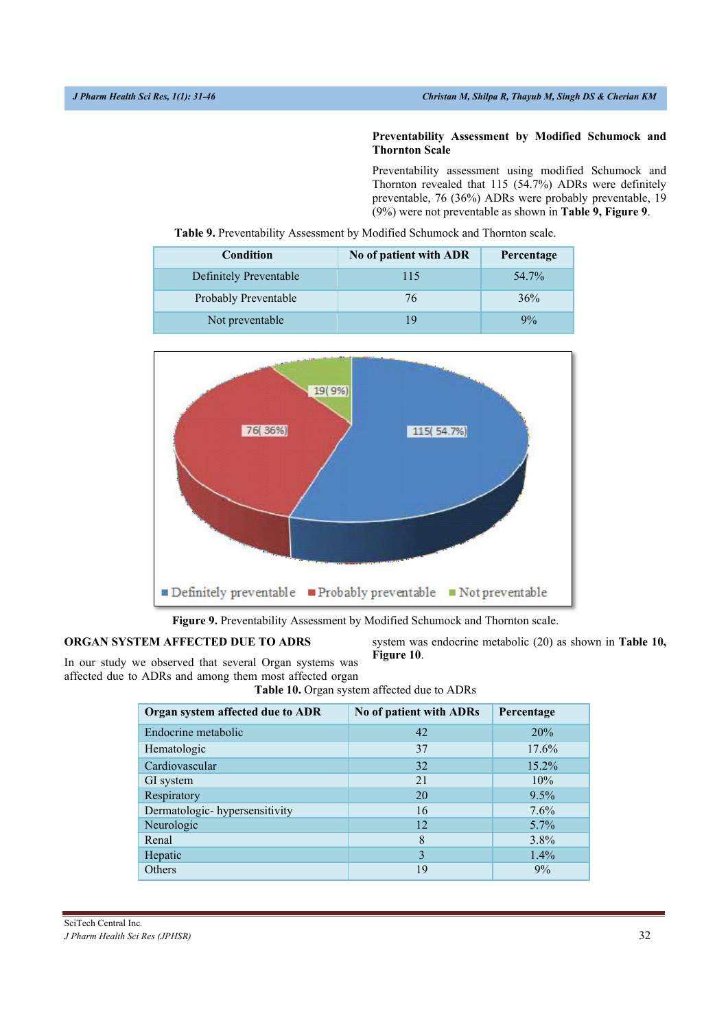## Preventability Assessment by Modified Schumock and Thornton Scale

Preventability assessment using modified Schumock and Thornton revealed that 115 (54.7%) ADRs were definitely preventable, 76 (36%) ADRs were probably preventable, 19 (9%) were not preventable as shown in **Table 9, Figure 9**.

**Table 9.** Preventability Assessment by Modified Schumock and Thornton scale.

| Condition | No of patient with ADR | Percentage |
|---|---|---|
| Definitely Preventable | 115 | 54.7% |
| Probably Preventable | 76 | 36% |
| Not preventable | 19 | 9% |

19( 9%)

76( 36%)

115( 54.7%)

Definitely preventable
Probably preventable
Not preventable

**Figure 9.** Preventability Assessment by Modified Schumock and Thornton scale.

## ORGAN SYSTEM AFFECTED DUE TO ADRS

In our study we observed that several Organ systems was affected due to ADRs and among them most affected organ system was endocrine metabolic (20) as shown in **Table 10, Figure 10**.

**Table 10.** Organ system affected due to ADRs

| Organ system affected due to ADR | No of patient with ADRs | Percentage |
|---|---|---|
| Endocrine metabolic | 42 | 20% |
| Hematologic | 37 | 17.6% |
| Cardiovascular | 32 | 15.2% |
| GI system | 21 | 10% |
| Respiratory | 20 | 9.5% |
| Dermatologic- hypersensitivity | 16 | 7.6% |
| Neurologic | 12 | 5.7% |
| Renal | 8 | 3.8% |
| Hepatic | 3 | 1.4% |
| Others | 19 | 9% |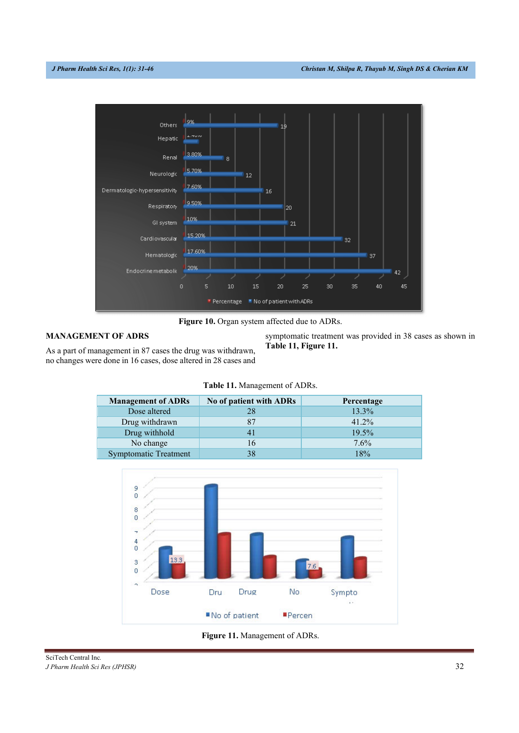Figure 10. Organ system affected due to ADRs.

## MANAGEMENT OF ADRS

As a part of management in 87 cases the drug was withdrawn, no changes were done in 16 cases, dose altered in 28 cases and symptomatic treatment was provided in 38 cases as shown in **Table 11, Figure 11.**

**Table 11.** Management of ADRs.

| Management of ADRs | No of patient with ADRs | Percentage |
|---|---|---|
| Dose altered | 28 | 13.3% |
| Drug withdrawn | 87 | 41.2% |
| Drug withhold | 41 | 19.5% |
| No change | 16 | 7.6% |
| Symptomatic Treatment | 38 | 18% |

**Figure 11.** Management of ADRs.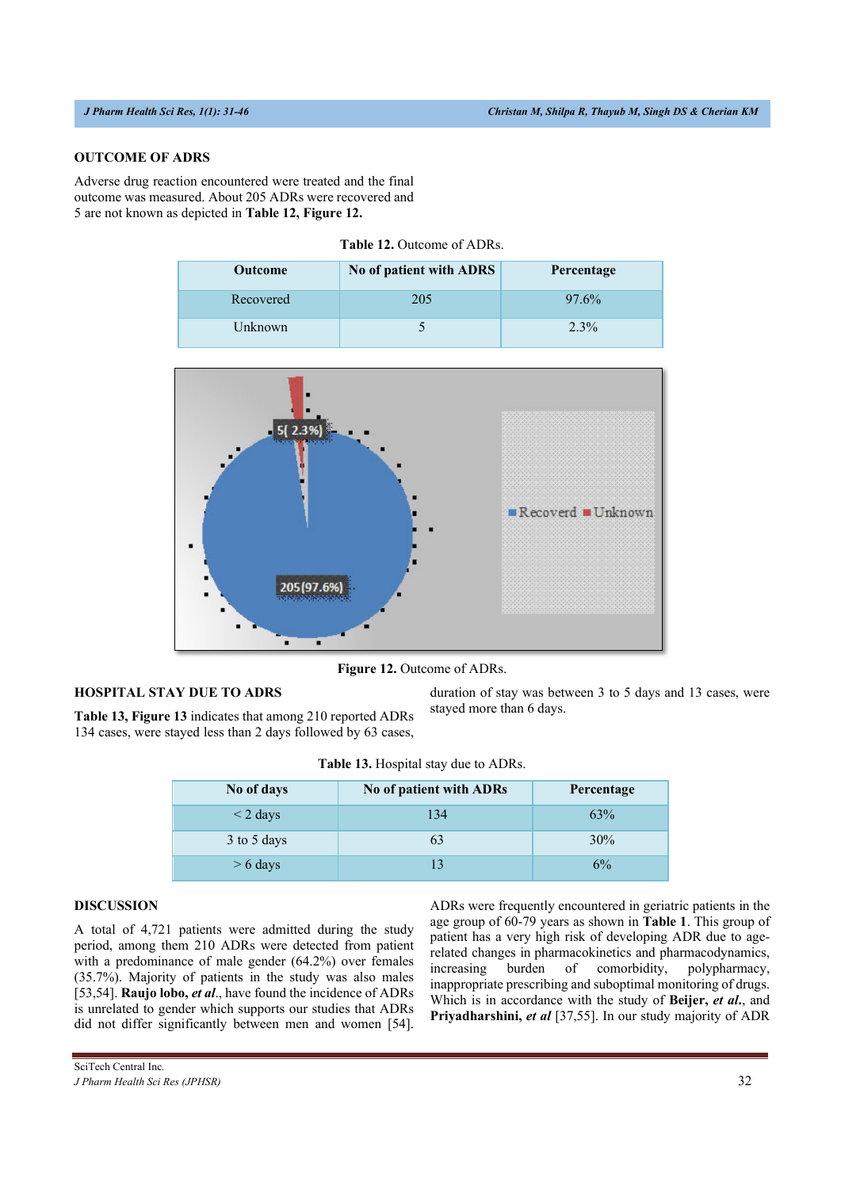## OUTCOME OF ADRS

Adverse drug reaction encountered were treated and the final outcome was measured. About 205 ADRs were recovered and 5 are not known as depicted in **Table 12, Figure 12.**

**Table 12.** Outcome of ADRs.

| Outcome | No of patient with ADRS | Percentage |
|---|---|---|
| Recovered | 205 | 97.6% |
| Unknown | 5 | 2.3% |

**Figure 12.** Outcome of ADRs.

## HOSPITAL STAY DUE TO ADRS

**Table 13, Figure 13** indicates that among 210 reported ADRs 134 cases, were stayed less than 2 days followed by 63 cases, duration of stay was between 3 to 5 days and 13 cases, were stayed more than 6 days.

**Table 13.** Hospital stay due to ADRs.

| No of days | No of patient with ADRs | Percentage |
|---|---|---|
| < 2 days | 134 | 63% |
| 3 to 5 days | 63 | 30% |
| > 6 days | 13 | 6% |

## DISCUSSION

A total of 4,721 patients were admitted during the study period, among them 210 ADRs were detected from patient with a predominance of male gender (64.2%) over females (35.7%). Majority of patients in the study was also males [53,54]. **Raujo lobo, *et al*.**, have found the incidence of ADRs is unrelated to gender which supports our studies that ADRs did not differ significantly between men and women [54].

ADRs were frequently encountered in geriatric patients in the age group of 60-79 years as shown in **Table 1**. This group of patient has a very high risk of developing ADR due to age-related changes in pharmacokinetics and pharmacodynamics, increasing burden of comorbidity, polypharmacy, inappropriate prescribing and suboptimal monitoring of drugs. Which is in accordance with the study of **Beijer, *et al*.**, and **Priyadharshini, *et al*** [37,55]. In our study majority of ADR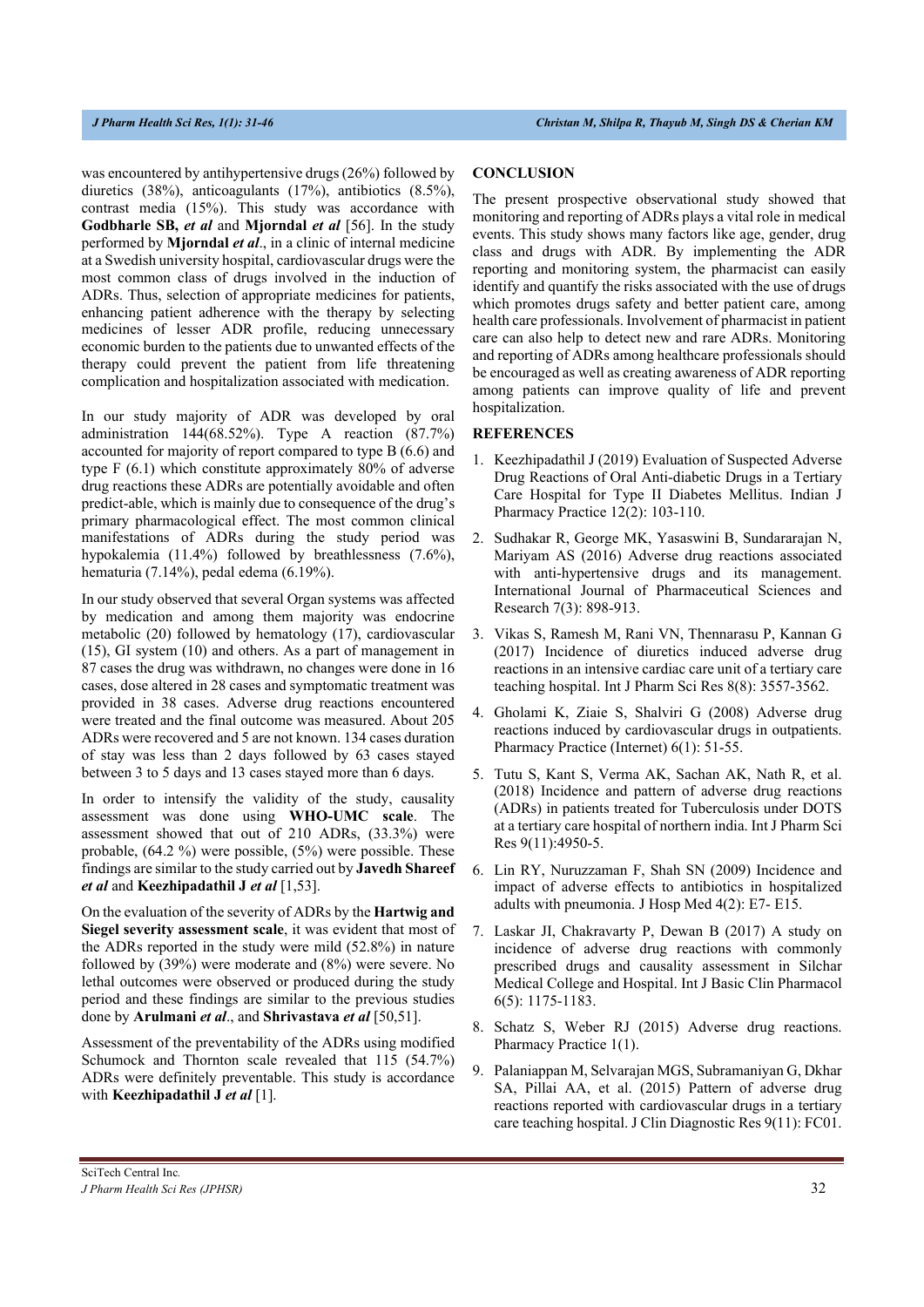was encountered by antihypertensive drugs (26%) followed by diuretics (38%), anticoagulants (17%), antibiotics (8.5%), contrast media (15%). This study was accordance with **Godbharle SB,** ***et al*** and **Mjorndal** ***et al*** [56]. In the study performed by **Mjorndal** ***et al***., in a clinic of internal medicine at a Swedish university hospital, cardiovascular drugs were the most common class of drugs involved in the induction of ADRs. Thus, selection of appropriate medicines for patients, enhancing patient adherence with the therapy by selecting medicines of lesser ADR profile, reducing unnecessary economic burden to the patients due to unwanted effects of the therapy could prevent the patient from life threatening complication and hospitalization associated with medication.

In our study majority of ADR was developed by oral administration 144(68.52%). Type A reaction (87.7%) accounted for majority of report compared to type B (6.6) and type F (6.1) which constitute approximately 80% of adverse drug reactions these ADRs are potentially avoidable and often predict-able, which is mainly due to consequence of the drug's primary pharmacological effect. The most common clinical manifestations of ADRs during the study period was hypokalemia (11.4%) followed by breathlessness (7.6%), hematuria (7.14%), pedal edema (6.19%).

In our study observed that several Organ systems was affected by medication and among them majority was endocrine metabolic (20) followed by hematology (17), cardiovascular (15), GI system (10) and others. As a part of management in 87 cases the drug was withdrawn, no changes were done in 16 cases, dose altered in 28 cases and symptomatic treatment was provided in 38 cases. Adverse drug reactions encountered were treated and the final outcome was measured. About 205 ADRs were recovered and 5 are not known. 134 cases duration of stay was less than 2 days followed by 63 cases stayed between 3 to 5 days and 13 cases stayed more than 6 days.

In order to intensify the validity of the study, causality assessment was done using **WHO-UMC scale**. The assessment showed that out of 210 ADRs, (33.3%) were probable, (64.2 %) were possible, (5%) were possible. These findings are similar to the study carried out by **Javedh Shareef** ***et al*** and **Keezhipadathil J** ***et al*** [1,53].

On the evaluation of the severity of ADRs by the **Hartwig and Siegel severity assessment scale**, it was evident that most of the ADRs reported in the study were mild (52.8%) in nature followed by (39%) were moderate and (8%) were severe. No lethal outcomes were observed or produced during the study period and these findings are similar to the previous studies done by **Arulmani** ***et al***., and **Shrivastava** ***et al*** [50,51].

Assessment of the preventability of the ADRs using modified Schumock and Thornton scale revealed that 115 (54.7%) ADRs were definitely preventable. This study is accordance with **Keezhipadathil J** ***et al*** [1].

## CONCLUSION

The present prospective observational study showed that monitoring and reporting of ADRs plays a vital role in medical events. This study shows many factors like age, gender, drug class and drugs with ADR. By implementing the ADR reporting and monitoring system, the pharmacist can easily identify and quantify the risks associated with the use of drugs which promotes drugs safety and better patient care, among health care professionals. Involvement of pharmacist in patient care can also help to detect new and rare ADRs. Monitoring and reporting of ADRs among healthcare professionals should be encouraged as well as creating awareness of ADR reporting among patients can improve quality of life and prevent hospitalization.

## REFERENCES

1. Keezhipadathil J (2019) Evaluation of Suspected Adverse Drug Reactions of Oral Anti-diabetic Drugs in a Tertiary Care Hospital for Type II Diabetes Mellitus. Indian J Pharmacy Practice 12(2): 103-110.
2. Sudhakar R, George MK, Yasaswini B, Sundararajan N, Mariyam AS (2016) Adverse drug reactions associated with anti-hypertensive drugs and its management. International Journal of Pharmaceutical Sciences and Research 7(3): 898-913.
3. Vikas S, Ramesh M, Rani VN, Thennarasu P, Kannan G (2017) Incidence of diuretics induced adverse drug reactions in an intensive cardiac care unit of a tertiary care teaching hospital. Int J Pharm Sci Res 8(8): 3557-3562.
4. Gholami K, Ziaie S, Shalviri G (2008) Adverse drug reactions induced by cardiovascular drugs in outpatients. Pharmacy Practice (Internet) 6(1): 51-55.
5. Tutu S, Kant S, Verma AK, Sachan AK, Nath R, et al. (2018) Incidence and pattern of adverse drug reactions (ADRs) in patients treated for Tuberculosis under DOTS at a tertiary care hospital of northern india. Int J Pharm Sci Res 9(11):4950-5.
6. Lin RY, Nuruzzaman F, Shah SN (2009) Incidence and impact of adverse effects to antibiotics in hospitalized adults with pneumonia. J Hosp Med 4(2): E7- E15.
7. Laskar JI, Chakravarty P, Dewan B (2017) A study on incidence of adverse drug reactions with commonly prescribed drugs and causality assessment in Silchar Medical College and Hospital. Int J Basic Clin Pharmacol 6(5): 1175-1183.
8. Schatz S, Weber RJ (2015) Adverse drug reactions. Pharmacy Practice 1(1).
9. Palaniappan M, Selvarajan MGS, Subramaniyan G, Dkhar SA, Pillai AA, et al. (2015) Pattern of adverse drug reactions reported with cardiovascular drugs in a tertiary care teaching hospital. J Clin Diagnostic Res 9(11): FC01.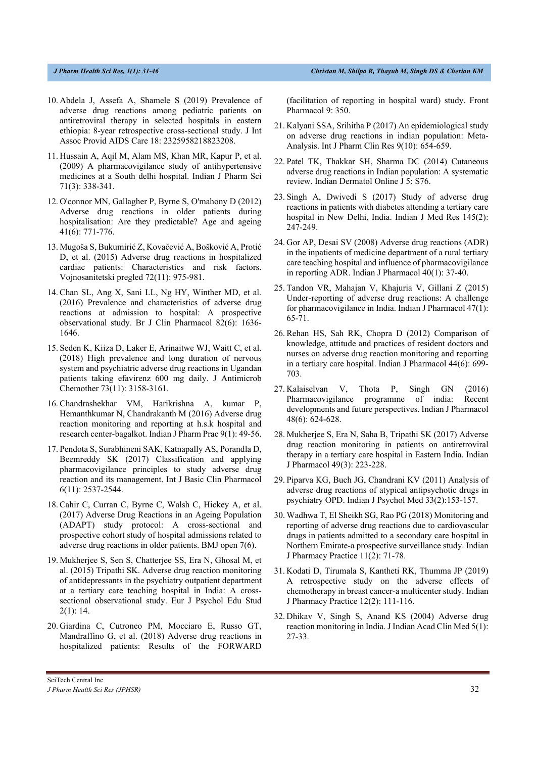10. Abdela J, Assefa A, Shamele S (2019) Prevalence of adverse drug reactions among pediatric patients on antiretroviral therapy in selected hospitals in eastern ethiopia: 8-year retrospective cross-sectional study. J Int Assoc Provid AIDS Care 18: 2325958218823208.

11. Hussain A, Aqil M, Alam MS, Khan MR, Kapur P, et al. (2009) A pharmacovigilance study of antihypertensive medicines at a South delhi hospital. Indian J Pharm Sci 71(3): 338-341.

12. O'connor MN, Gallagher P, Byrne S, O'mahony D (2012) Adverse drug reactions in older patients during hospitalisation: Are they predictable? Age and ageing 41(6): 771-776.

13. Mugoša S, Bukumirić Z, Kovačević A, Bošković A, Protić D, et al. (2015) Adverse drug reactions in hospitalized cardiac patients: Characteristics and risk factors. Vojnosanitetski pregled 72(11): 975-981.

14. Chan SL, Ang X, Sani LL, Ng HY, Winther MD, et al. (2016) Prevalence and characteristics of adverse drug reactions at admission to hospital: A prospective observational study. Br J Clin Pharmacol 82(6): 1636-1646.

15. Seden K, Kiiza D, Laker E, Arinaitwe WJ, Waitt C, et al. (2018) High prevalence and long duration of nervous system and psychiatric adverse drug reactions in Ugandan patients taking efavirenz 600 mg daily. J Antimicrob Chemother 73(11): 3158-3161.

16. Chandrashekhar VM, Harikrishna A, kumar P, Hemanthkumar N, Chandrakanth M (2016) Adverse drug reaction monitoring and reporting at h.s.k hospital and research center-bagalkot. Indian J Pharm Prac 9(1): 49-56.

17. Pendota S, Surabhineni SAK, Katnapally AS, Porandla D, Beemreddy SK (2017) Classification and applying pharmacovigilance principles to study adverse drug reaction and its management. Int J Basic Clin Pharmacol 6(11): 2537-2544.

18. Cahir C, Curran C, Byrne C, Walsh C, Hickey A, et al. (2017) Adverse Drug Reactions in an Ageing Population (ADAPT) study protocol: A cross-sectional and prospective cohort study of hospital admissions related to adverse drug reactions in older patients. BMJ open 7(6).

19. Mukherjee S, Sen S, Chatterjee SS, Era N, Ghosal M, et al. (2015) Tripathi SK. Adverse drug reaction monitoring of antidepressants in the psychiatry outpatient department at a tertiary care teaching hospital in India: A cross-sectional observational study. Eur J Psychol Edu Stud 2(1): 14.

20. Giardina C, Cutroneo PM, Mocciaro E, Russo GT, Mandraffino G, et al. (2018) Adverse drug reactions in hospitalized patients: Results of the FORWARD (facilitation of reporting in hospital ward) study. Front Pharmacol 9: 350.

21. Kalyani SSA, Srihitha P (2017) An epidemiological study on adverse drug reactions in indian population: Meta-Analysis. Int J Pharm Clin Res 9(10): 654-659.

22. Patel TK, Thakkar SH, Sharma DC (2014) Cutaneous adverse drug reactions in Indian population: A systematic review. Indian Dermatol Online J 5: S76.

23. Singh A, Dwivedi S (2017) Study of adverse drug reactions in patients with diabetes attending a tertiary care hospital in New Delhi, India. Indian J Med Res 145(2): 247-249.

24. Gor AP, Desai SV (2008) Adverse drug reactions (ADR) in the inpatients of medicine department of a rural tertiary care teaching hospital and influence of pharmacovigilance in reporting ADR. Indian J Pharmacol 40(1): 37-40.

25. Tandon VR, Mahajan V, Khajuria V, Gillani Z (2015) Under-reporting of adverse drug reactions: A challenge for pharmacovigilance in India. Indian J Pharmacol 47(1): 65-71.

26. Rehan HS, Sah RK, Chopra D (2012) Comparison of knowledge, attitude and practices of resident doctors and nurses on adverse drug reaction monitoring and reporting in a tertiary care hospital. Indian J Pharmacol 44(6): 699-703.

27. Kalaiselvan V, Thota P, Singh GN (2016) Pharmacovigilance programme of india: Recent developments and future perspectives. Indian J Pharmacol 48(6): 624-628.

28. Mukherjee S, Era N, Saha B, Tripathi SK (2017) Adverse drug reaction monitoring in patients on antiretroviral therapy in a tertiary care hospital in Eastern India. Indian J Pharmacol 49(3): 223-228.

29. Piparva KG, Buch JG, Chandrani KV (2011) Analysis of adverse drug reactions of atypical antipsychotic drugs in psychiatry OPD. Indian J Psychol Med 33(2):153-157.

30. Wadhwa T, El Sheikh SG, Rao PG (2018) Monitoring and reporting of adverse drug reactions due to cardiovascular drugs in patients admitted to a secondary care hospital in Northern Emirate-a prospective surveillance study. Indian J Pharmacy Practice 11(2): 71-78.

31. Kodati D, Tirumala S, Kantheti RK, Thumma JP (2019) A retrospective study on the adverse effects of chemotherapy in breast cancer-a multicenter study. Indian J Pharmacy Practice 12(2): 111-116.

32. Dhikav V, Singh S, Anand KS (2004) Adverse drug reaction monitoring in India. J Indian Acad Clin Med 5(1): 27-33.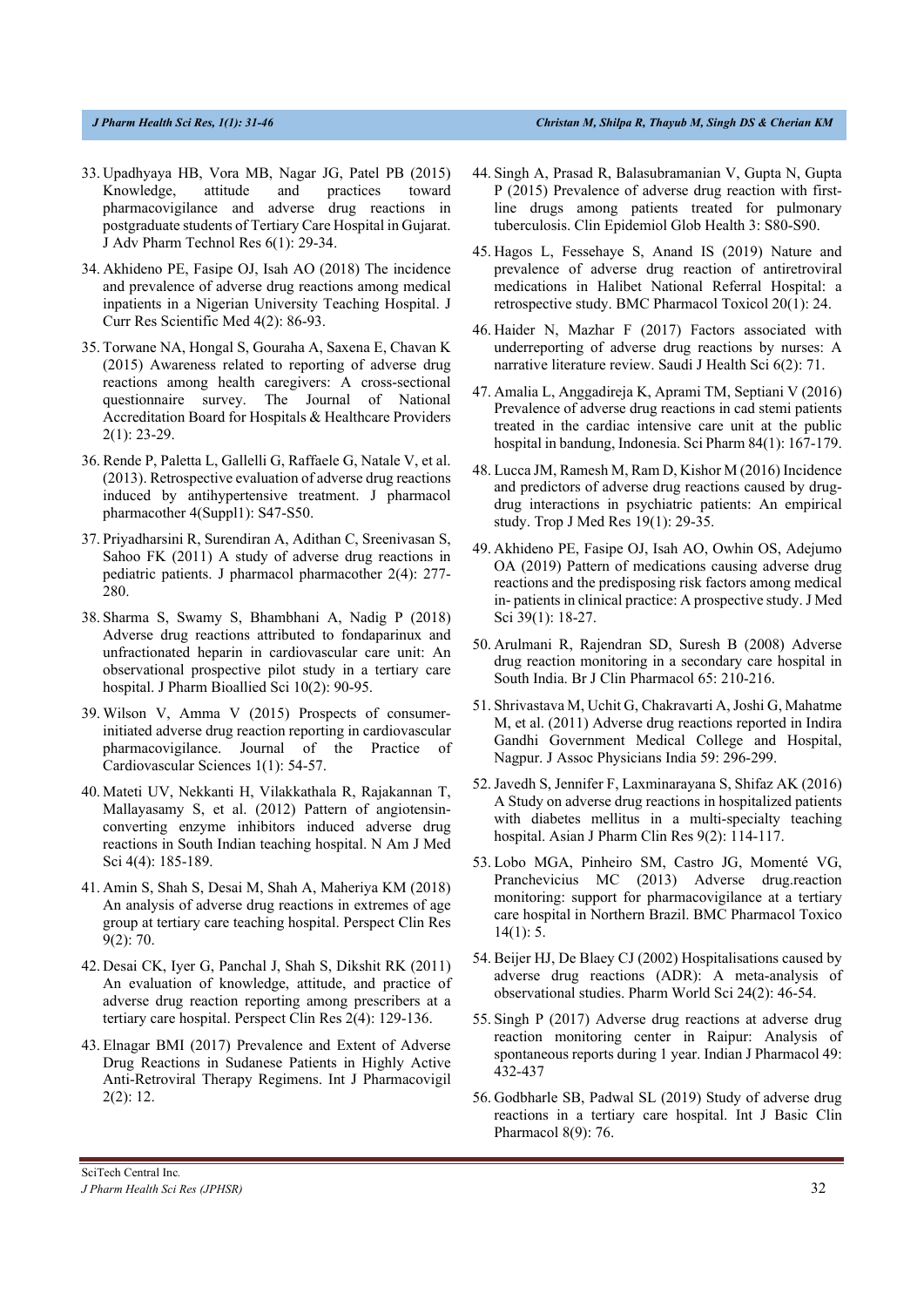33. Upadhyaya HB, Vora MB, Nagar JG, Patel PB (2015) Knowledge, attitude and practices toward pharmacovigilance and adverse drug reactions in postgraduate students of Tertiary Care Hospital in Gujarat. J Adv Pharm Technol Res 6(1): 29-34.

34. Akhideno PE, Fasipe OJ, Isah AO (2018) The incidence and prevalence of adverse drug reactions among medical inpatients in a Nigerian University Teaching Hospital. J Curr Res Scientific Med 4(2): 86-93.

35. Torwane NA, Hongal S, Gouraha A, Saxena E, Chavan K (2015) Awareness related to reporting of adverse drug reactions among health caregivers: A cross-sectional questionnaire survey. The Journal of National Accreditation Board for Hospitals & Healthcare Providers 2(1): 23-29.

36. Rende P, Paletta L, Gallelli G, Raffaele G, Natale V, et al. (2013). Retrospective evaluation of adverse drug reactions induced by antihypertensive treatment. J pharmacol pharmacother 4(Suppl1): S47-S50.

37. Priyadharsini R, Surendiran A, Adithan C, Sreenivasan S, Sahoo FK (2011) A study of adverse drug reactions in pediatric patients. J pharmacol pharmacother 2(4): 277-280.

38. Sharma S, Swamy S, Bhambhani A, Nadig P (2018) Adverse drug reactions attributed to fondaparinux and unfractionated heparin in cardiovascular care unit: An observational prospective pilot study in a tertiary care hospital. J Pharm Bioallied Sci 10(2): 90-95.

39. Wilson V, Amma V (2015) Prospects of consumer-initiated adverse drug reaction reporting in cardiovascular pharmacovigilance. Journal of the Practice of Cardiovascular Sciences 1(1): 54-57.

40. Mateti UV, Nekkanti H, Vilakkathala R, Rajakannan T, Mallayasamy S, et al. (2012) Pattern of angiotensin-converting enzyme inhibitors induced adverse drug reactions in South Indian teaching hospital. N Am J Med Sci 4(4): 185-189.

41. Amin S, Shah S, Desai M, Shah A, Maheriya KM (2018) An analysis of adverse drug reactions in extremes of age group at tertiary care teaching hospital. Perspect Clin Res 9(2): 70.

42. Desai CK, Iyer G, Panchal J, Shah S, Dikshit RK (2011) An evaluation of knowledge, attitude, and practice of adverse drug reaction reporting among prescribers at a tertiary care hospital. Perspect Clin Res 2(4): 129-136.

43. Elnagar BMI (2017) Prevalence and Extent of Adverse Drug Reactions in Sudanese Patients in Highly Active Anti-Retroviral Therapy Regimens. Int J Pharmacovigil 2(2): 12.

44. Singh A, Prasad R, Balasubramanian V, Gupta N, Gupta P (2015) Prevalence of adverse drug reaction with first-line drugs among patients treated for pulmonary tuberculosis. Clin Epidemiol Glob Health 3: S80-S90.

45. Hagos L, Fessehaye S, Anand IS (2019) Nature and prevalence of adverse drug reaction of antiretroviral medications in Halibet National Referral Hospital: a retrospective study. BMC Pharmacol Toxicol 20(1): 24.

46. Haider N, Mazhar F (2017) Factors associated with underreporting of adverse drug reactions by nurses: A narrative literature review. Saudi J Health Sci 6(2): 71.

47. Amalia L, Anggadireja K, Aprami TM, Septiani V (2016) Prevalence of adverse drug reactions in cad stemi patients treated in the cardiac intensive care unit at the public hospital in bandung, Indonesia. Sci Pharm 84(1): 167-179.

48. Lucca JM, Ramesh M, Ram D, Kishor M (2016) Incidence and predictors of adverse drug reactions caused by drug-drug interactions in psychiatric patients: An empirical study. Trop J Med Res 19(1): 29-35.

49. Akhideno PE, Fasipe OJ, Isah AO, Owhin OS, Adejumo OA (2019) Pattern of medications causing adverse drug reactions and the predisposing risk factors among medical in- patients in clinical practice: A prospective study. J Med Sci 39(1): 18-27.

50. Arulmani R, Rajendran SD, Suresh B (2008) Adverse drug reaction monitoring in a secondary care hospital in South India. Br J Clin Pharmacol 65: 210-216.

51. Shrivastava M, Uchit G, Chakravarti A, Joshi G, Mahatme M, et al. (2011) Adverse drug reactions reported in Indira Gandhi Government Medical College and Hospital, Nagpur. J Assoc Physicians India 59: 296-299.

52. Javedh S, Jennifer F, Laxminarayana S, Shifaz AK (2016) A Study on adverse drug reactions in hospitalized patients with diabetes mellitus in a multi-specialty teaching hospital. Asian J Pharm Clin Res 9(2): 114-117.

53. Lobo MGA, Pinheiro SM, Castro JG, Momenté VG, Pranchevicius MC (2013) Adverse drug.reaction monitoring: support for pharmacovigilance at a tertiary care hospital in Northern Brazil. BMC Pharmacol Toxico 14(1): 5.

54. Beijer HJ, De Blaey CJ (2002) Hospitalisations caused by adverse drug reactions (ADR): A meta-analysis of observational studies. Pharm World Sci 24(2): 46-54.

55. Singh P (2017) Adverse drug reactions at adverse drug reaction monitoring center in Raipur: Analysis of spontaneous reports during 1 year. Indian J Pharmacol 49: 432-437

56. Godbharle SB, Padwal SL (2019) Study of adverse drug reactions in a tertiary care hospital. Int J Basic Clin Pharmacol 8(9): 76.